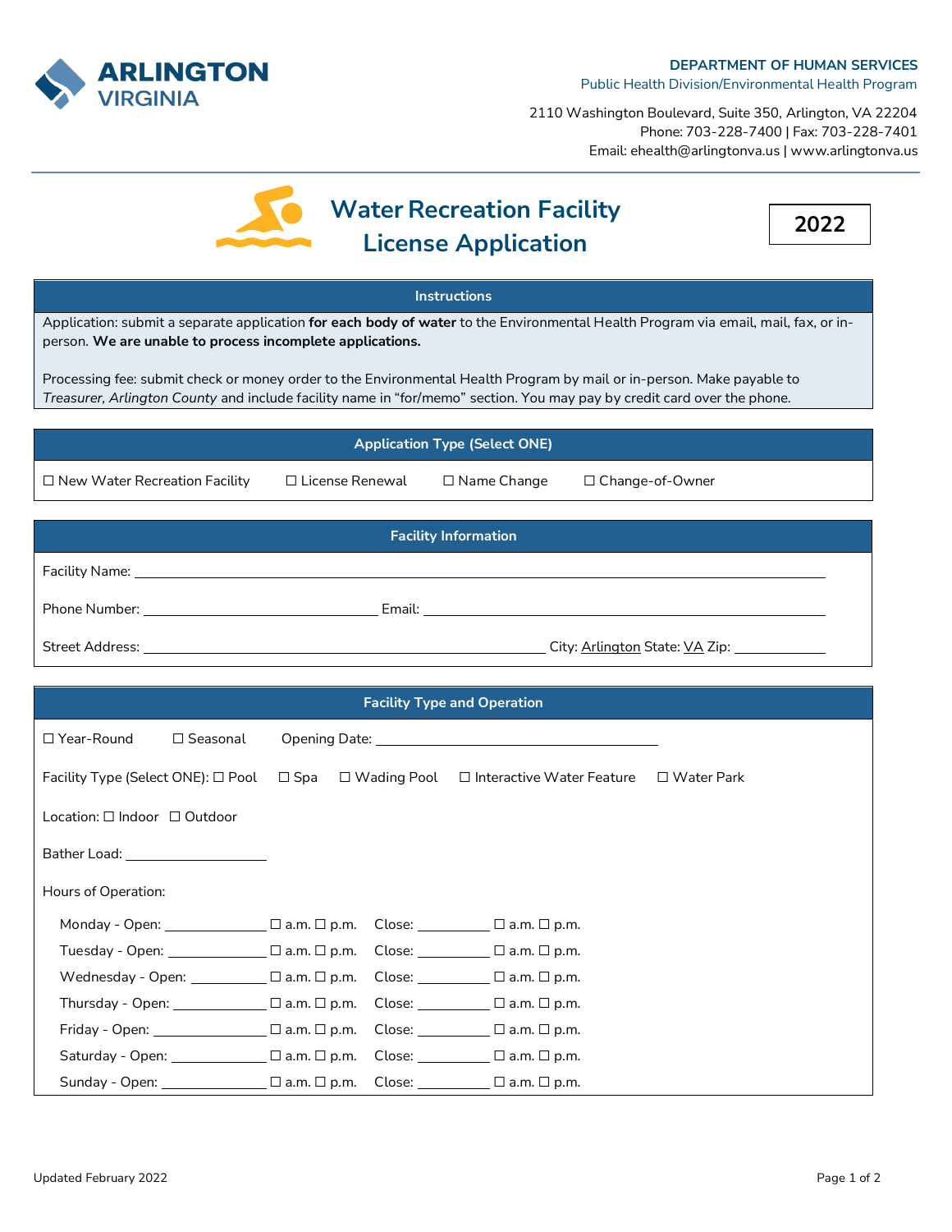**ARLINGTON VIRGINIA**

**DEPARTMENT OF HUMAN SERVICES**
Public Health Division/Environmental Health Program

2110 Washington Boulevard, Suite 350, Arlington, VA 22204
Phone: 703-228-7400 | Fax: 703-228-7401
Email: ehealth@arlingtonva.us | www.arlingtonva.us

# Water Recreation Facility License Application

**2022**

## Instructions

Application: submit a separate application **for each body of water** to the Environmental Health Program via email, mail, fax, or in-person. **We are unable to process incomplete applications.**

Processing fee: submit check or money order to the Environmental Health Program by mail or in-person. Make payable to *Treasurer, Arlington County* and include facility name in "for/memo" section. You may pay by credit card over the phone.

## Application Type (Select ONE)

☐ New Water Recreation Facility ☐ License Renewal ☐ Name Change ☐ Change-of-Owner

## Facility Information

Facility Name: ______________________________

Phone Number: ______________________________ Email: ______________________________

Street Address: ______________________________ City: Arlington State: VA Zip: ____________

## Facility Type and Operation

☐ Year-Round ☐ Seasonal Opening Date: ______________________________

Facility Type (Select ONE): ☐ Pool ☐ Spa ☐ Wading Pool ☐ Interactive Water Feature ☐ Water Park

Location: ☐ Indoor ☐ Outdoor

Bather Load: ____________________

Hours of Operation:

Monday - Open: ______________ ☐ a.m. ☐ p.m. Close: __________ ☐ a.m. ☐ p.m.

Tuesday - Open: ______________ ☐ a.m. ☐ p.m. Close: __________ ☐ a.m. ☐ p.m.

Wednesday - Open: ______________ ☐ a.m. ☐ p.m. Close: __________ ☐ a.m. ☐ p.m.

Thursday - Open: ______________ ☐ a.m. ☐ p.m. Close: __________ ☐ a.m. ☐ p.m.

Friday - Open: ______________ ☐ a.m. ☐ p.m. Close: __________ ☐ a.m. ☐ p.m.

Saturday - Open: ______________ ☐ a.m. ☐ p.m. Close: __________ ☐ a.m. ☐ p.m.

Sunday - Open: ______________ ☐ a.m. ☐ p.m. Close: __________ ☐ a.m. ☐ p.m.

Updated February 2022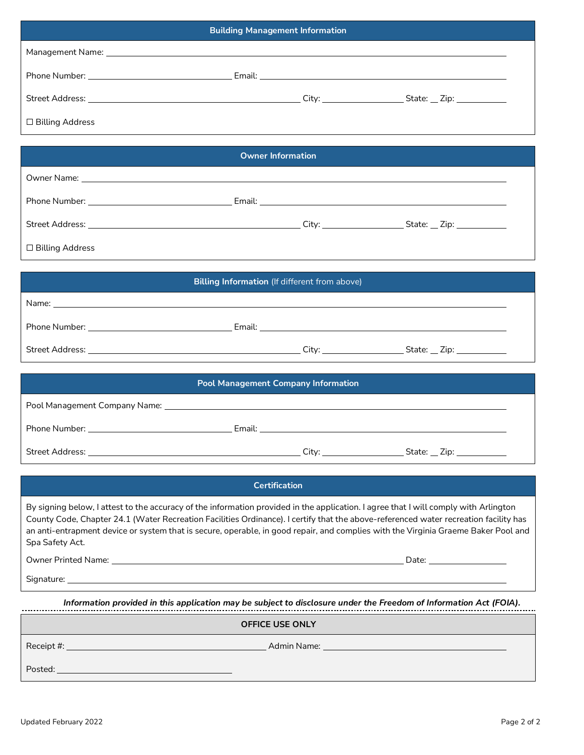## Building Management Information

Management Name: ______________________________

Phone Number: ______________________ Email: ______________________________

Street Address: ______________________________ City: ______________ State: __ Zip: __________

☐ Billing Address

## Owner Information

Owner Name: ______________________________

Phone Number: ______________________ Email: ______________________________

Street Address: ______________________________ City: ______________ State: __ Zip: __________

☐ Billing Address

## Billing Information (If different from above)

Name: ______________________________

Phone Number: ______________________ Email: ______________________________

Street Address: ______________________________ City: ______________ State: __ Zip: __________

## Pool Management Company Information

Pool Management Company Name: ______________________________

Phone Number: ______________________ Email: ______________________________

Street Address: ______________________________ City: ______________ State: __ Zip: __________

## Certification

By signing below, I attest to the accuracy of the information provided in the application. I agree that I will comply with Arlington County Code, Chapter 24.1 (Water Recreation Facilities Ordinance). I certify that the above-referenced water recreation facility has an anti-entrapment device or system that is secure, operable, in good repair, and complies with the Virginia Graeme Baker Pool and Spa Safety Act.

Owner Printed Name: ______________________________ Date: ______________

Signature: ______________________________

***Information provided in this application may be subject to disclosure under the Freedom of Information Act (FOIA).***

## OFFICE USE ONLY

Receipt #: ______________________ Admin Name: ______________________

Posted: ______________________

Updated February 2022